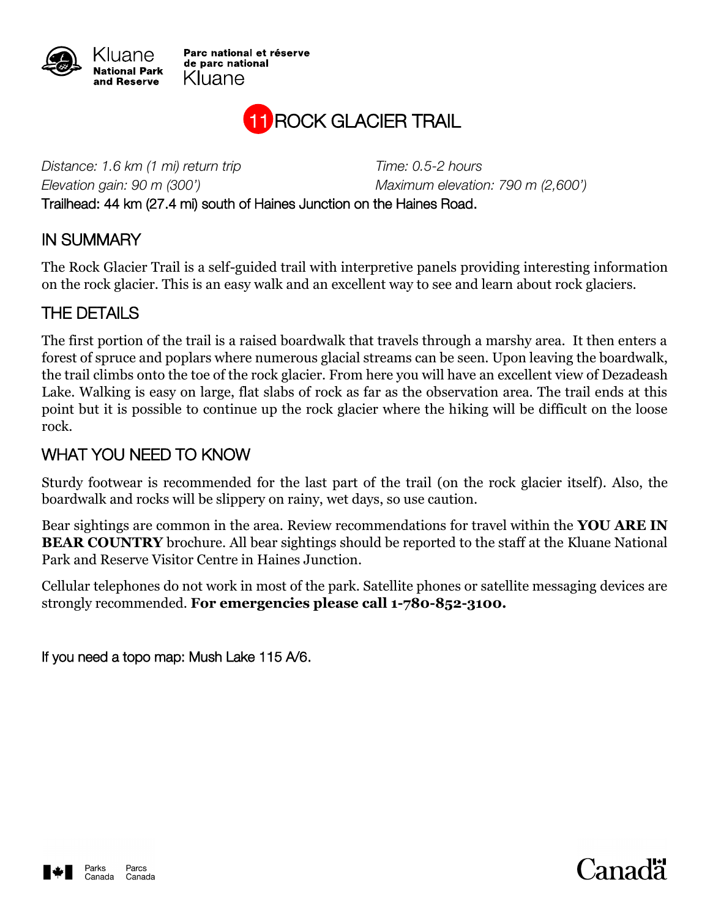Kluane National Park and Reserve

Parc national et réserve de parc national Kluane

# 11 ROCK GLACIER TRAIL

*Distance: 1.6 km (1 mi) return trip* *Time: 0.5-2 hours*
*Elevation gain: 90 m (300')* *Maximum elevation: 790 m (2,600')*
Trailhead: 44 km (27.4 mi) south of Haines Junction on the Haines Road.

## IN SUMMARY

The Rock Glacier Trail is a self-guided trail with interpretive panels providing interesting information on the rock glacier. This is an easy walk and an excellent way to see and learn about rock glaciers.

## THE DETAILS

The first portion of the trail is a raised boardwalk that travels through a marshy area. It then enters a forest of spruce and poplars where numerous glacial streams can be seen. Upon leaving the boardwalk, the trail climbs onto the toe of the rock glacier. From here you will have an excellent view of Dezadeash Lake. Walking is easy on large, flat slabs of rock as far as the observation area. The trail ends at this point but it is possible to continue up the rock glacier where the hiking will be difficult on the loose rock.

## WHAT YOU NEED TO KNOW

Sturdy footwear is recommended for the last part of the trail (on the rock glacier itself). Also, the boardwalk and rocks will be slippery on rainy, wet days, so use caution.

Bear sightings are common in the area. Review recommendations for travel within the **YOU ARE IN BEAR COUNTRY** brochure. All bear sightings should be reported to the staff at the Kluane National Park and Reserve Visitor Centre in Haines Junction.

Cellular telephones do not work in most of the park. Satellite phones or satellite messaging devices are strongly recommended. **For emergencies please call 1-780-852-3100.**

If you need a topo map: Mush Lake 115 A/6.

Parks Canada Parcs Canada

Canada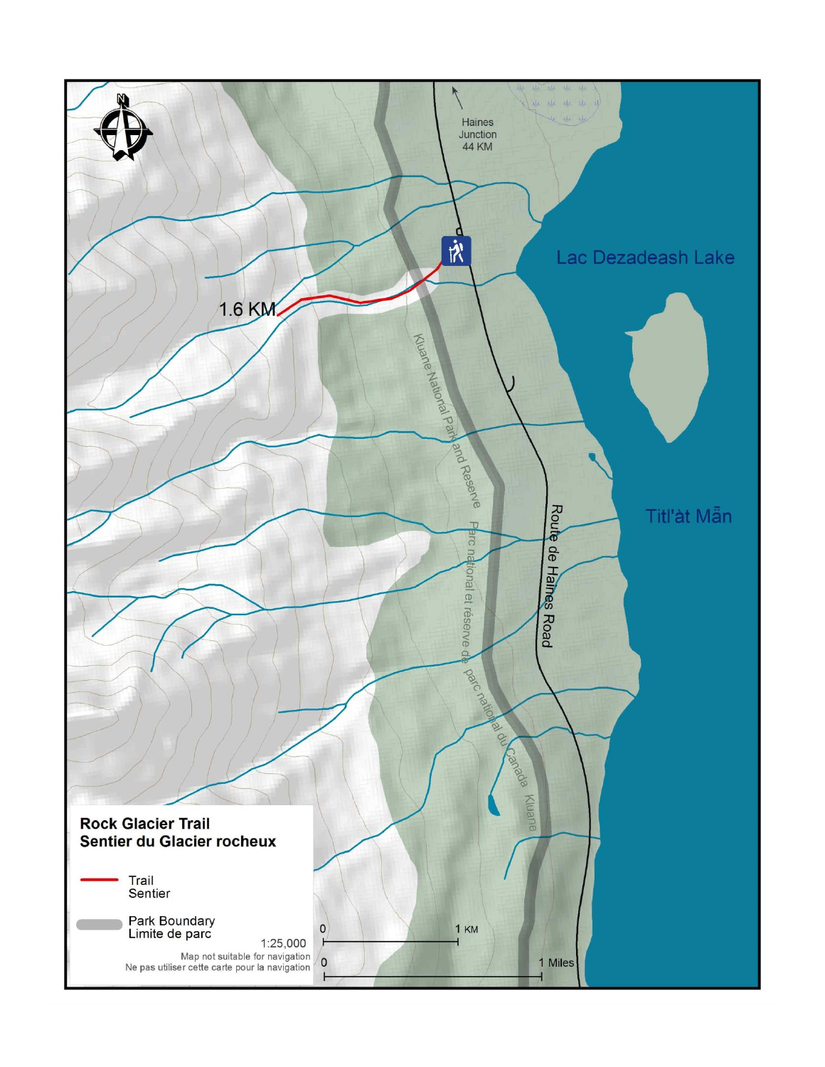Haines Junction
44 KM

Lac Dezadeash Lake

1.6 KM

Titl'àt Mā̃n

Kluane National Park and Reserve

Parc national et réserve de parc national du Canada Kluane

Route de Haines Road

**Rock Glacier Trail**
**Sentier du Glacier rocheux**

Trail
Sentier

Park Boundary
Limite de parc

1:25,000

Map not suitable for navigation
Ne pas utiliser cette carte pour la navigation

0 1 KM

0 1 Miles